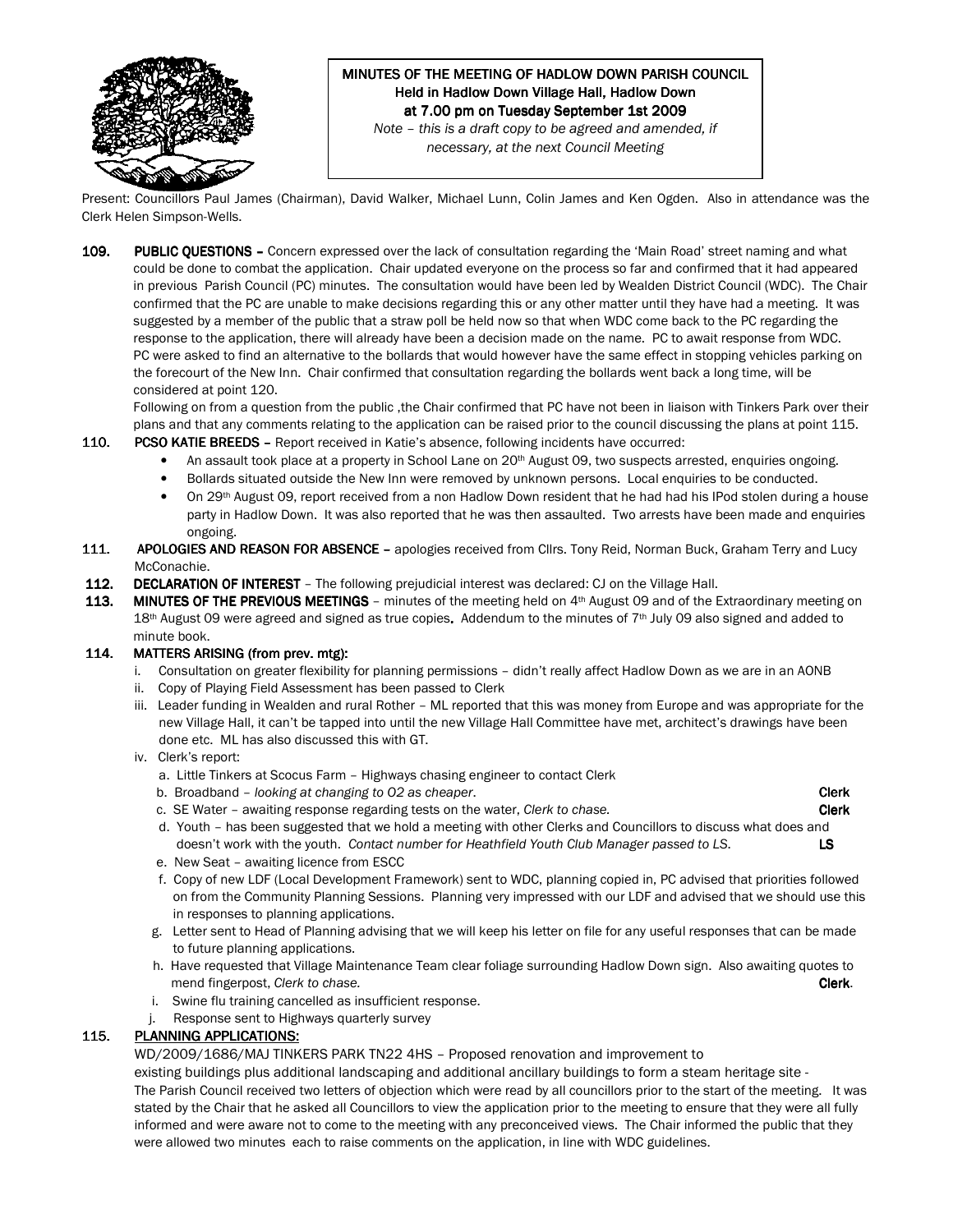**MINUTES OF THE MEETING OF HADLOW DOWN PARISH COUNCIL**
**Held in Hadlow Down Village Hall, Hadlow Down**
**at 7.00 pm on Tuesday September 1st 2009**

*Note – this is a draft copy to be agreed and amended, if necessary, at the next Council Meeting*

Present: Councillors Paul James (Chairman), David Walker, Michael Lunn, Colin James and Ken Ogden. Also in attendance was the Clerk Helen Simpson-Wells.

**109. PUBLIC QUESTIONS –** Concern expressed over the lack of consultation regarding the 'Main Road' street naming and what could be done to combat the application. Chair updated everyone on the process so far and confirmed that it had appeared in previous Parish Council (PC) minutes. The consultation would have been led by Wealden District Council (WDC). The Chair confirmed that the PC are unable to make decisions regarding this or any other matter until they have had a meeting. It was suggested by a member of the public that a straw poll be held now so that when WDC come back to the PC regarding the response to the application, there will already have been a decision made on the name. PC to await response from WDC. PC were asked to find an alternative to the bollards that would however have the same effect in stopping vehicles parking on the forecourt of the New Inn. Chair confirmed that consultation regarding the bollards went back a long time, will be considered at point 120.

Following on from a question from the public ,the Chair confirmed that PC have not been in liaison with Tinkers Park over their plans and that any comments relating to the application can be raised prior to the council discussing the plans at point 115.

**110. PCSO KATIE BREEDS –** Report received in Katie's absence, following incidents have occurred:

- An assault took place at a property in School Lane on 20th August 09, two suspects arrested, enquiries ongoing.
- Bollards situated outside the New Inn were removed by unknown persons. Local enquiries to be conducted.
- On 29th August 09, report received from a non Hadlow Down resident that he had had his IPod stolen during a house party in Hadlow Down. It was also reported that he was then assaulted. Two arrests have been made and enquiries ongoing.

**111. APOLOGIES AND REASON FOR ABSENCE –** apologies received from Cllrs. Tony Reid, Norman Buck, Graham Terry and Lucy McConachie.

**112. DECLARATION OF INTEREST** – The following prejudicial interest was declared: CJ on the Village Hall.

**113. MINUTES OF THE PREVIOUS MEETINGS** – minutes of the meeting held on 4th August 09 and of the Extraordinary meeting on 18th August 09 were agreed and signed as true copies**.** Addendum to the minutes of 7th July 09 also signed and added to minute book.

**114. MATTERS ARISING (from prev. mtg):**

i. Consultation on greater flexibility for planning permissions – didn't really affect Hadlow Down as we are in an AONB

ii. Copy of Playing Field Assessment has been passed to Clerk

iii. Leader funding in Wealden and rural Rother – ML reported that this was money from Europe and was appropriate for the new Village Hall, it can't be tapped into until the new Village Hall Committee have met, architect's drawings have been done etc. ML has also discussed this with GT.

iv. Clerk's report:

a. Little Tinkers at Scocus Farm – Highways chasing engineer to contact Clerk

b. Broadband – *looking at changing to O2 as cheaper.* **Clerk**

c. SE Water – awaiting response regarding tests on the water, *Clerk to chase.* **Clerk**

d. Youth – has been suggested that we hold a meeting with other Clerks and Councillors to discuss what does and doesn't work with the youth. *Contact number for Heathfield Youth Club Manager passed to LS.* **LS**

e. New Seat – awaiting licence from ESCC

f. Copy of new LDF (Local Development Framework) sent to WDC, planning copied in, PC advised that priorities followed on from the Community Planning Sessions. Planning very impressed with our LDF and advised that we should use this in responses to planning applications.

g. Letter sent to Head of Planning advising that we will keep his letter on file for any useful responses that can be made to future planning applications.

h. Have requested that Village Maintenance Team clear foliage surrounding Hadlow Down sign. Also awaiting quotes to mend fingerpost, *Clerk to chase.* **Clerk**.

i. Swine flu training cancelled as insufficient response.

j. Response sent to Highways quarterly survey

**115. PLANNING APPLICATIONS:**

WD/2009/1686/MAJ TINKERS PARK TN22 4HS – Proposed renovation and improvement to existing buildings plus additional landscaping and additional ancillary buildings to form a steam heritage site - The Parish Council received two letters of objection which were read by all councillors prior to the start of the meeting. It was stated by the Chair that he asked all Councillors to view the application prior to the meeting to ensure that they were all fully informed and were aware not to come to the meeting with any preconceived views. The Chair informed the public that they were allowed two minutes each to raise comments on the application, in line with WDC guidelines.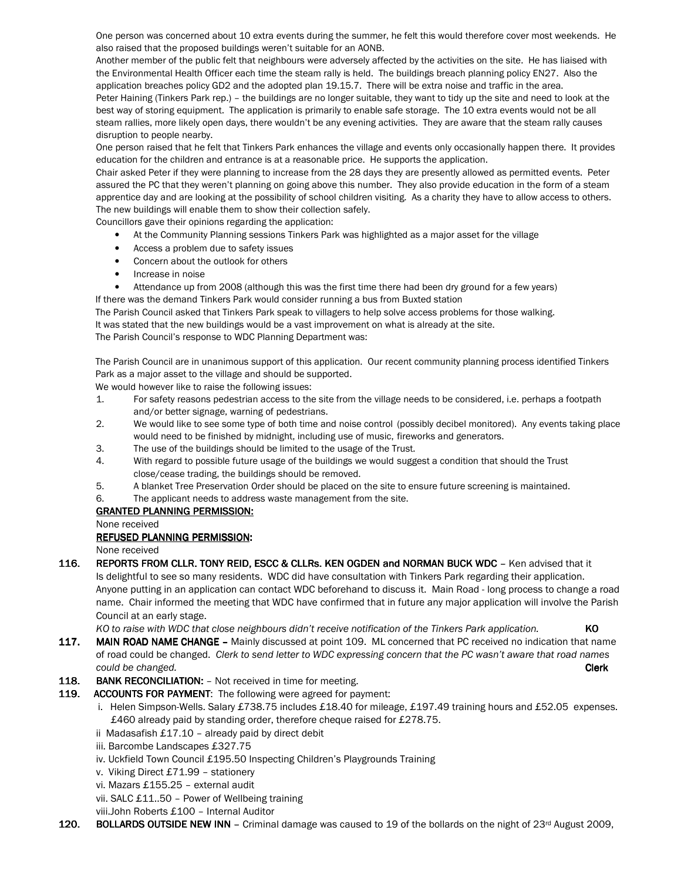One person was concerned about 10 extra events during the summer, he felt this would therefore cover most weekends. He also raised that the proposed buildings weren't suitable for an AONB.

Another member of the public felt that neighbours were adversely affected by the activities on the site. He has liaised with the Environmental Health Officer each time the steam rally is held. The buildings breach planning policy EN27. Also the application breaches policy GD2 and the adopted plan 19.15.7. There will be extra noise and traffic in the area.

Peter Haining (Tinkers Park rep.) – the buildings are no longer suitable, they want to tidy up the site and need to look at the best way of storing equipment. The application is primarily to enable safe storage. The 10 extra events would not be all steam rallies, more likely open days, there wouldn't be any evening activities. They are aware that the steam rally causes disruption to people nearby.

One person raised that he felt that Tinkers Park enhances the village and events only occasionally happen there. It provides education for the children and entrance is at a reasonable price. He supports the application.

Chair asked Peter if they were planning to increase from the 28 days they are presently allowed as permitted events. Peter assured the PC that they weren't planning on going above this number. They also provide education in the form of a steam apprentice day and are looking at the possibility of school children visiting. As a charity they have to allow access to others. The new buildings will enable them to show their collection safely.

Councillors gave their opinions regarding the application:

- At the Community Planning sessions Tinkers Park was highlighted as a major asset for the village
- Access a problem due to safety issues
- Concern about the outlook for others
- Increase in noise
- Attendance up from 2008 (although this was the first time there had been dry ground for a few years)

If there was the demand Tinkers Park would consider running a bus from Buxted station

The Parish Council asked that Tinkers Park speak to villagers to help solve access problems for those walking.

It was stated that the new buildings would be a vast improvement on what is already at the site.

The Parish Council's response to WDC Planning Department was:

The Parish Council are in unanimous support of this application. Our recent community planning process identified Tinkers Park as a major asset to the village and should be supported.

We would however like to raise the following issues:

1. For safety reasons pedestrian access to the site from the village needs to be considered, i.e. perhaps a footpath and/or better signage, warning of pedestrians.
2. We would like to see some type of both time and noise control (possibly decibel monitored). Any events taking place would need to be finished by midnight, including use of music, fireworks and generators.
3. The use of the buildings should be limited to the usage of the Trust.
4. With regard to possible future usage of the buildings we would suggest a condition that should the Trust close/cease trading, the buildings should be removed.
5. A blanket Tree Preservation Order should be placed on the site to ensure future screening is maintained.
6. The applicant needs to address waste management from the site.

**GRANTED PLANNING PERMISSION:**

None received

**REFUSED PLANNING PERMISSION:**

None received

**116. REPORTS FROM CLLR. TONY REID, ESCC & CLLRs. KEN OGDEN and NORMAN BUCK WDC** – Ken advised that it Is delightful to see so many residents. WDC did have consultation with Tinkers Park regarding their application. Anyone putting in an application can contact WDC beforehand to discuss it. Main Road - long process to change a road name. Chair informed the meeting that WDC have confirmed that in future any major application will involve the Parish Council at an early stage.

*KO to raise with WDC that close neighbours didn't receive notification of the Tinkers Park application.* **KO**

**117. MAIN ROAD NAME CHANGE –** Mainly discussed at point 109. ML concerned that PC received no indication that name of road could be changed. *Clerk to send letter to WDC expressing concern that the PC wasn't aware that road names could be changed.* **Clerk**

**118. BANK RECONCILIATION:** – Not received in time for meeting.

**119. ACCOUNTS FOR PAYMENT**: The following were agreed for payment:

i. Helen Simpson-Wells. Salary £738.75 includes £18.40 for mileage, £197.49 training hours and £52.05 expenses. £460 already paid by standing order, therefore cheque raised for £278.75.
ii Madasafish £17.10 – already paid by direct debit
iii. Barcombe Landscapes £327.75
iv. Uckfield Town Council £195.50 Inspecting Children's Playgrounds Training
v. Viking Direct £71.99 – stationery
vi. Mazars £155.25 – external audit
vii. SALC £11..50 – Power of Wellbeing training
viii.John Roberts £100 – Internal Auditor

**120. BOLLARDS OUTSIDE NEW INN** – Criminal damage was caused to 19 of the bollards on the night of 23rd August 2009,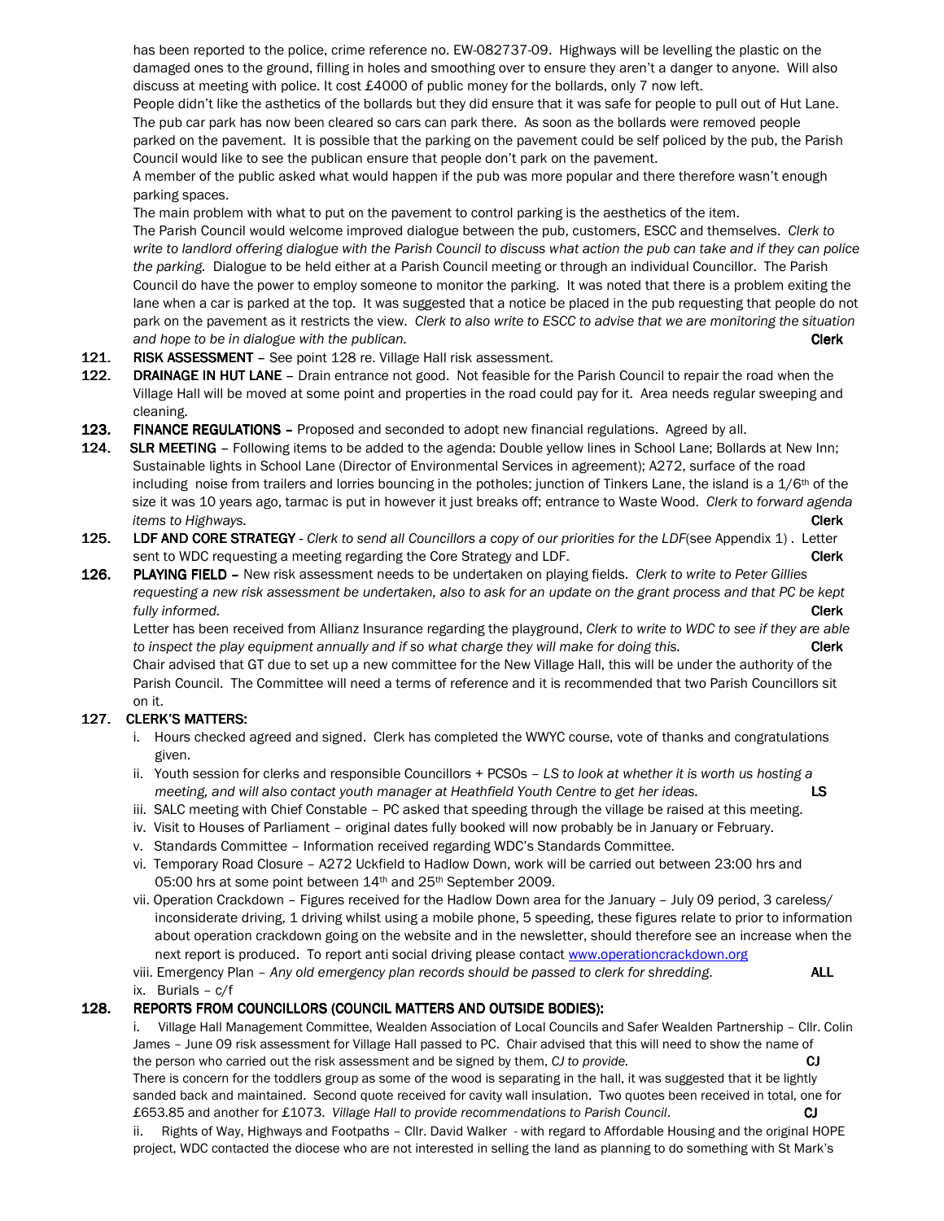has been reported to the police, crime reference no. EW-082737-09. Highways will be levelling the plastic on the damaged ones to the ground, filling in holes and smoothing over to ensure they aren't a danger to anyone. Will also discuss at meeting with police. It cost £4000 of public money for the bollards, only 7 now left.

People didn't like the asthetics of the bollards but they did ensure that it was safe for people to pull out of Hut Lane. The pub car park has now been cleared so cars can park there. As soon as the bollards were removed people parked on the pavement. It is possible that the parking on the pavement could be self policed by the pub, the Parish Council would like to see the publican ensure that people don't park on the pavement.

A member of the public asked what would happen if the pub was more popular and there therefore wasn't enough parking spaces.

The main problem with what to put on the pavement to control parking is the aesthetics of the item.

The Parish Council would welcome improved dialogue between the pub, customers, ESCC and themselves. *Clerk to write to landlord offering dialogue with the Parish Council to discuss what action the pub can take and if they can police the parking.* Dialogue to be held either at a Parish Council meeting or through an individual Councillor. The Parish Council do have the power to employ someone to monitor the parking. It was noted that there is a problem exiting the lane when a car is parked at the top. It was suggested that a notice be placed in the pub requesting that people do not park on the pavement as it restricts the view. *Clerk to also write to ESCC to advise that we are monitoring the situation and hope to be in dialogue with the publican.* **Clerk**

**121. RISK ASSESSMENT** – See point 128 re. Village Hall risk assessment.

**122. DRAINAGE IN HUT LANE** – Drain entrance not good. Not feasible for the Parish Council to repair the road when the Village Hall will be moved at some point and properties in the road could pay for it. Area needs regular sweeping and cleaning.

**123. FINANCE REGULATIONS –** Proposed and seconded to adopt new financial regulations. Agreed by all.

**124. SLR MEETING** – Following items to be added to the agenda: Double yellow lines in School Lane; Bollards at New Inn; Sustainable lights in School Lane (Director of Environmental Services in agreement); A272, surface of the road including noise from trailers and lorries bouncing in the potholes; junction of Tinkers Lane, the island is a 1/6th of the size it was 10 years ago, tarmac is put in however it just breaks off; entrance to Waste Wood. *Clerk to forward agenda items to Highways.* **Clerk**

**125. LDF AND CORE STRATEGY** - *Clerk to send all Councillors a copy of our priorities for the LDF*(see Appendix 1) . Letter sent to WDC requesting a meeting regarding the Core Strategy and LDF. **Clerk**

**126. PLAYING FIELD –** New risk assessment needs to be undertaken on playing fields. *Clerk to write to Peter Gillies requesting a new risk assessment be undertaken, also to ask for an update on the grant process and that PC be kept fully informed.* **Clerk**

Letter has been received from Allianz Insurance regarding the playground, *Clerk to write to WDC to see if they are able to inspect the play equipment annually and if so what charge they will make for doing this.* **Clerk**

Chair advised that GT due to set up a new committee for the New Village Hall, this will be under the authority of the Parish Council. The Committee will need a terms of reference and it is recommended that two Parish Councillors sit on it.

**127. CLERK'S MATTERS:**

i. Hours checked agreed and signed. Clerk has completed the WWYC course, vote of thanks and congratulations given.

ii. Youth session for clerks and responsible Councillors + PCSOs – *LS to look at whether it is worth us hosting a meeting, and will also contact youth manager at Heathfield Youth Centre to get her ideas.* **LS**

iii. SALC meeting with Chief Constable – PC asked that speeding through the village be raised at this meeting.

iv. Visit to Houses of Parliament – original dates fully booked will now probably be in January or February.

v. Standards Committee – Information received regarding WDC's Standards Committee.

vi. Temporary Road Closure – A272 Uckfield to Hadlow Down, work will be carried out between 23:00 hrs and 05:00 hrs at some point between 14th and 25th September 2009.

vii. Operation Crackdown – Figures received for the Hadlow Down area for the January – July 09 period, 3 careless/ inconsiderate driving, 1 driving whilst using a mobile phone, 5 speeding, these figures relate to prior to information about operation crackdown going on the website and in the newsletter, should therefore see an increase when the next report is produced. To report anti social driving please contact www.operationcrackdown.org

viii. Emergency Plan – *Any old emergency plan records should be passed to clerk for shredding*. **ALL**

ix. Burials – c/f

**128. REPORTS FROM COUNCILLORS (COUNCIL MATTERS AND OUTSIDE BODIES):**

i. Village Hall Management Committee, Wealden Association of Local Councils and Safer Wealden Partnership – Cllr. Colin James – June 09 risk assessment for Village Hall passed to PC. Chair advised that this will need to show the name of the person who carried out the risk assessment and be signed by them, *CJ to provide.* **CJ**

There is concern for the toddlers group as some of the wood is separating in the hall, it was suggested that it be lightly sanded back and maintained. Second quote received for cavity wall insulation. Two quotes been received in total, one for £653.85 and another for £1073. *Village Hall to provide recommendations to Parish Council*. **CJ**

ii. Rights of Way, Highways and Footpaths – Cllr. David Walker - with regard to Affordable Housing and the original HOPE project, WDC contacted the diocese who are not interested in selling the land as planning to do something with St Mark's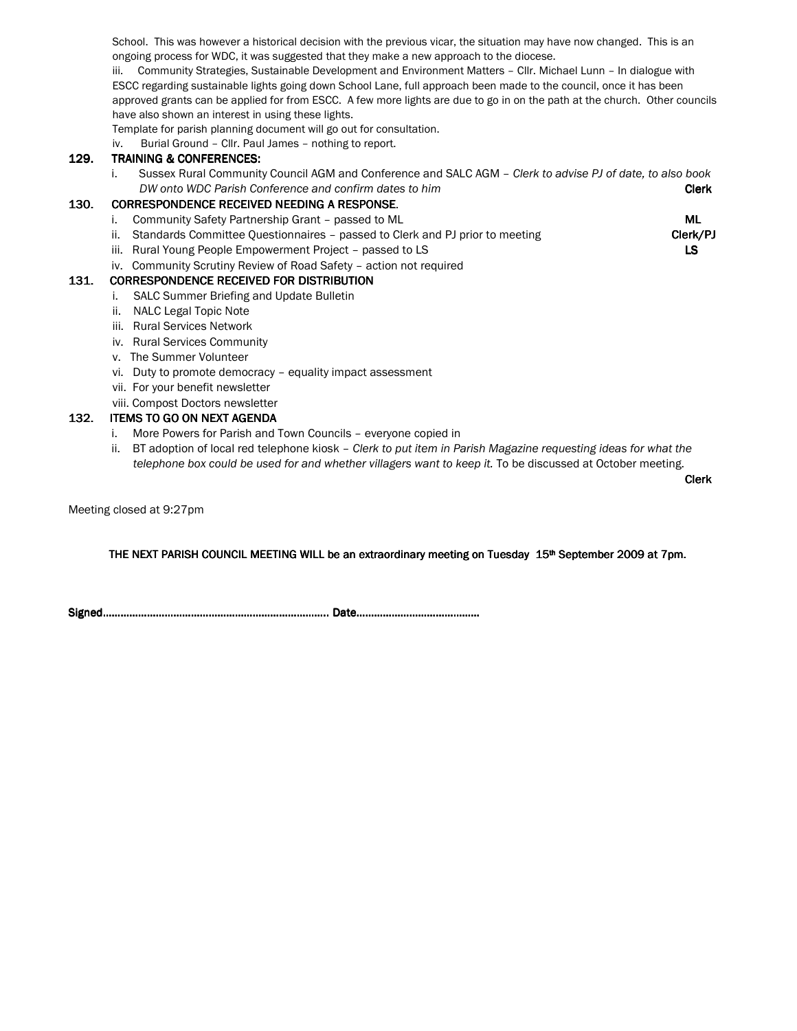School. This was however a historical decision with the previous vicar, the situation may have now changed. This is an ongoing process for WDC, it was suggested that they make a new approach to the diocese.

iii. Community Strategies, Sustainable Development and Environment Matters – Cllr. Michael Lunn – In dialogue with ESCC regarding sustainable lights going down School Lane, full approach been made to the council, once it has been approved grants can be applied for from ESCC. A few more lights are due to go in on the path at the church. Other councils have also shown an interest in using these lights.

Template for parish planning document will go out for consultation.

iv. Burial Ground – Cllr. Paul James – nothing to report.

**129. TRAINING & CONFERENCES:**

i. Sussex Rural Community Council AGM and Conference and SALC AGM – *Clerk to advise PJ of date, to also book DW onto WDC Parish Conference and confirm dates to him* **Clerk**

**130. CORRESPONDENCE RECEIVED NEEDING A RESPONSE.**

i. Community Safety Partnership Grant – passed to ML **ML**
ii. Standards Committee Questionnaires – passed to Clerk and PJ prior to meeting **Clerk/PJ**
iii. Rural Young People Empowerment Project – passed to LS **LS**
iv. Community Scrutiny Review of Road Safety – action not required

**131. CORRESPONDENCE RECEIVED FOR DISTRIBUTION**

i. SALC Summer Briefing and Update Bulletin
ii. NALC Legal Topic Note
iii. Rural Services Network
iv. Rural Services Community
v. The Summer Volunteer
vi. Duty to promote democracy – equality impact assessment
vii. For your benefit newsletter
viii. Compost Doctors newsletter

**132. ITEMS TO GO ON NEXT AGENDA**

i. More Powers for Parish and Town Councils – everyone copied in
ii. BT adoption of local red telephone kiosk – *Clerk to put item in Parish Magazine requesting ideas for what the telephone box could be used for and whether villagers want to keep it.* To be discussed at October meeting. **Clerk**

Meeting closed at 9:27pm

**THE NEXT PARISH COUNCIL MEETING WILL be an extraordinary meeting on Tuesday 15th September 2009 at 7pm.**

**Signed………………………………………………………………… Date……………………………………**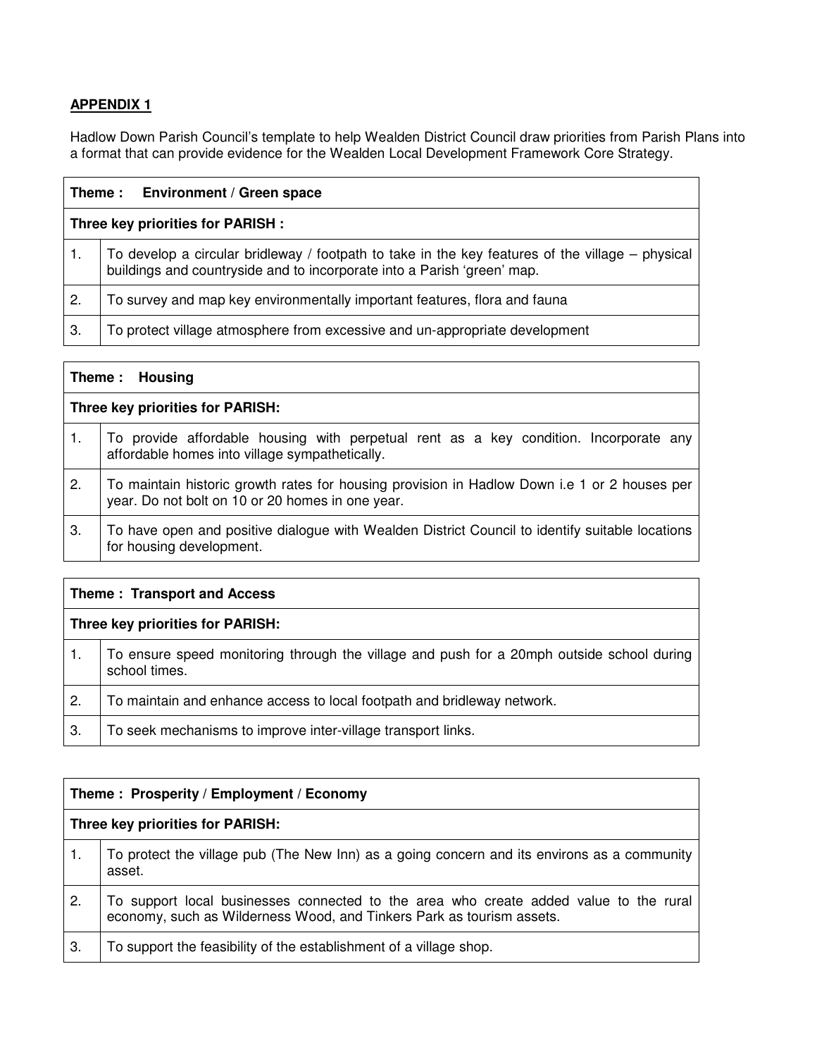**APPENDIX 1**

Hadlow Down Parish Council's template to help Wealden District Council draw priorities from Parish Plans into a format that can provide evidence for the Wealden Local Development Framework Core Strategy.

| **Theme : Environment / Green space** | |
|---|---|
| **Three key priorities for PARISH :** | |
| 1. | To develop a circular bridleway / footpath to take in the key features of the village – physical buildings and countryside and to incorporate into a Parish 'green' map. |
| 2. | To survey and map key environmentally important features, flora and fauna |
| 3. | To protect village atmosphere from excessive and un-appropriate development |

| **Theme : Housing** | |
|---|---|
| **Three key priorities for PARISH:** | |
| 1. | To provide affordable housing with perpetual rent as a key condition. Incorporate any affordable homes into village sympathetically. |
| 2. | To maintain historic growth rates for housing provision in Hadlow Down i.e 1 or 2 houses per year. Do not bolt on 10 or 20 homes in one year. |
| 3. | To have open and positive dialogue with Wealden District Council to identify suitable locations for housing development. |

| **Theme : Transport and Access** | |
|---|---|
| **Three key priorities for PARISH:** | |
| 1. | To ensure speed monitoring through the village and push for a 20mph outside school during school times. |
| 2. | To maintain and enhance access to local footpath and bridleway network. |
| 3. | To seek mechanisms to improve inter-village transport links. |

| **Theme : Prosperity / Employment / Economy** | |
|---|---|
| **Three key priorities for PARISH:** | |
| 1. | To protect the village pub (The New Inn) as a going concern and its environs as a community asset. |
| 2. | To support local businesses connected to the area who create added value to the rural economy, such as Wilderness Wood, and Tinkers Park as tourism assets. |
| 3. | To support the feasibility of the establishment of a village shop. |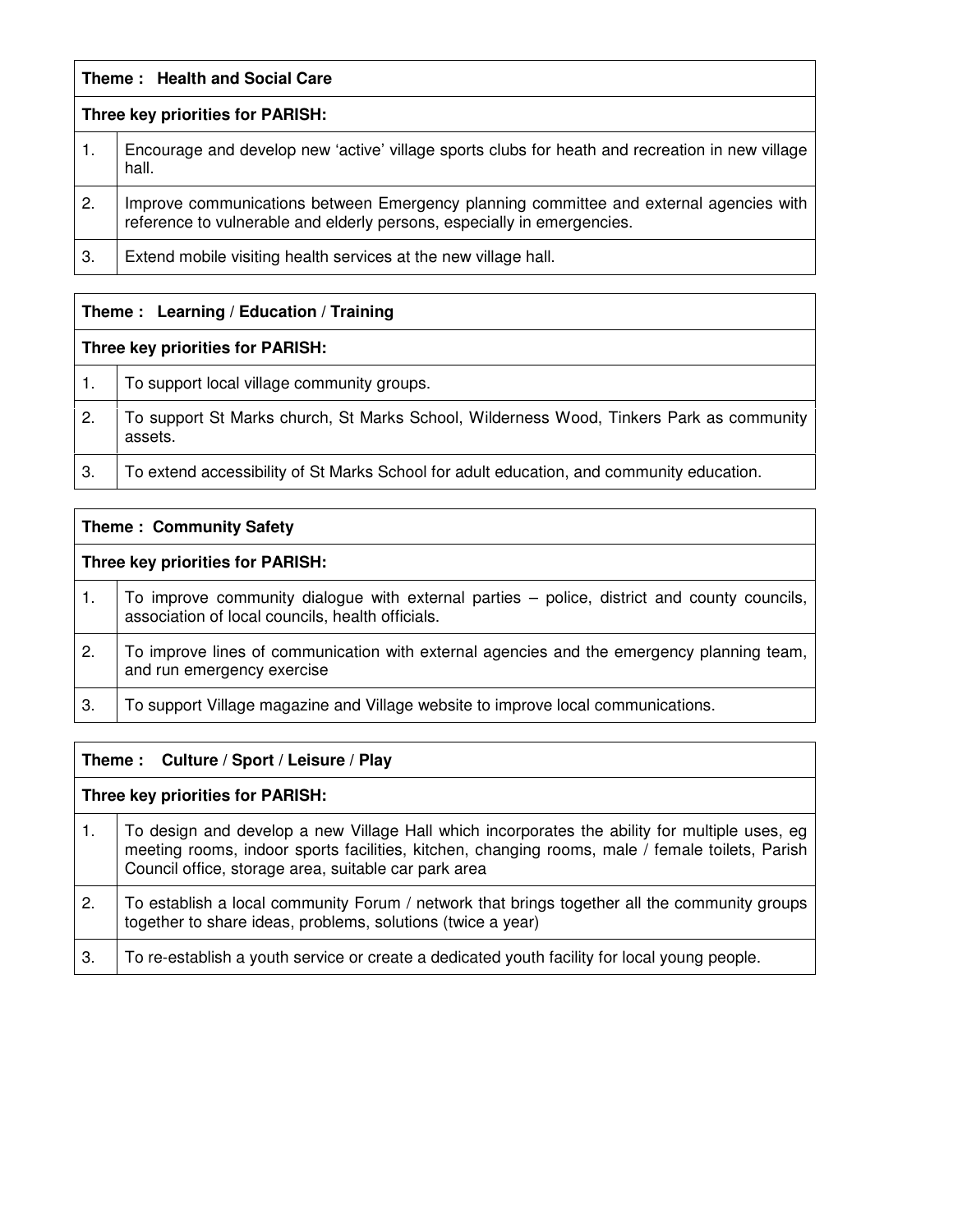| **Theme : Health and Social Care** | |
|---|---|
| **Three key priorities for PARISH:** | |
| 1. | Encourage and develop new 'active' village sports clubs for heath and recreation in new village hall. |
| 2. | Improve communications between Emergency planning committee and external agencies with reference to vulnerable and elderly persons, especially in emergencies. |
| 3. | Extend mobile visiting health services at the new village hall. |

| **Theme : Learning / Education / Training** | |
|---|---|
| **Three key priorities for PARISH:** | |
| 1. | To support local village community groups. |
| 2. | To support St Marks church, St Marks School, Wilderness Wood, Tinkers Park as community assets. |
| 3. | To extend accessibility of St Marks School for adult education, and community education. |

| **Theme : Community Safety** | |
|---|---|
| **Three key priorities for PARISH:** | |
| 1. | To improve community dialogue with external parties – police, district and county councils, association of local councils, health officials. |
| 2. | To improve lines of communication with external agencies and the emergency planning team, and run emergency exercise |
| 3. | To support Village magazine and Village website to improve local communications. |

| **Theme : Culture / Sport / Leisure / Play** | |
|---|---|
| **Three key priorities for PARISH:** | |
| 1. | To design and develop a new Village Hall which incorporates the ability for multiple uses, eg meeting rooms, indoor sports facilities, kitchen, changing rooms, male / female toilets, Parish Council office, storage area, suitable car park area |
| 2. | To establish a local community Forum / network that brings together all the community groups together to share ideas, problems, solutions (twice a year) |
| 3. | To re-establish a youth service or create a dedicated youth facility for local young people. |